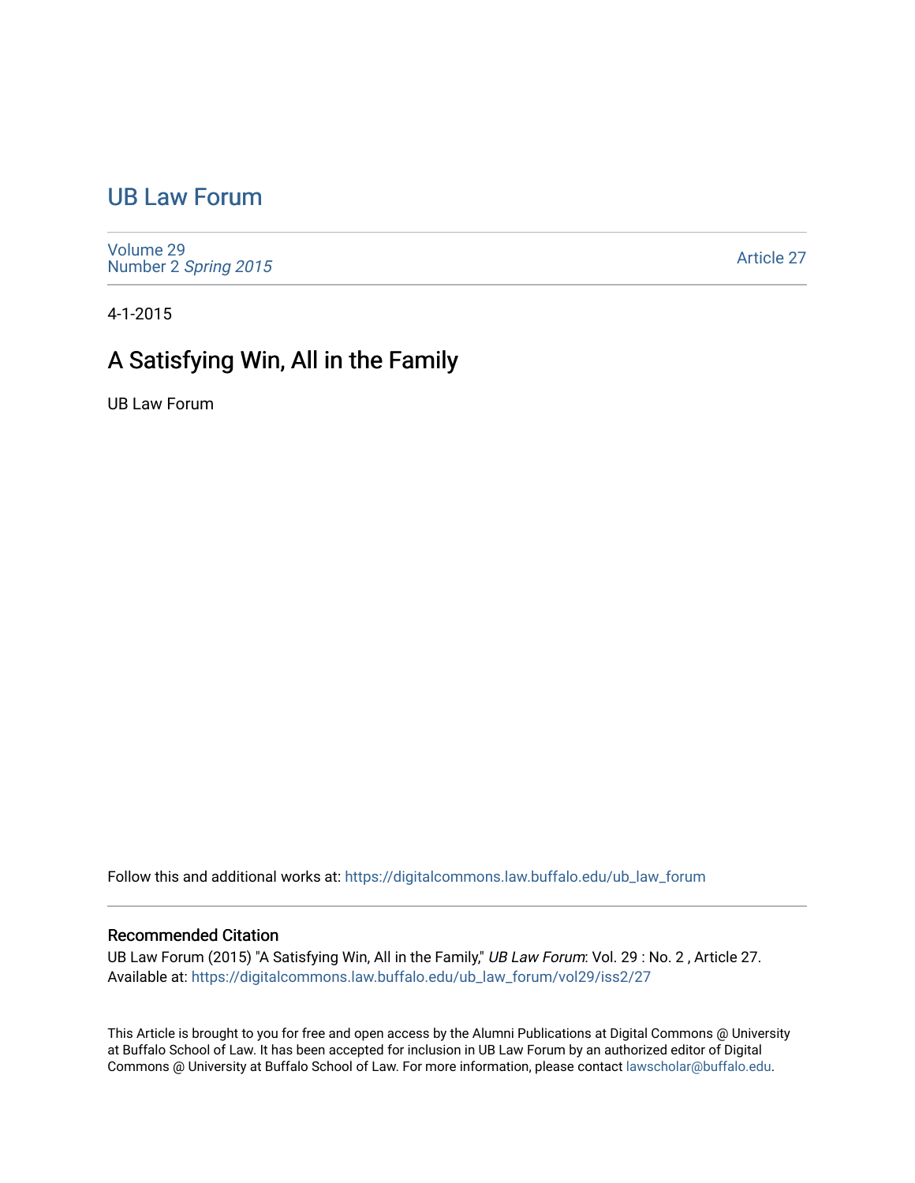# UB Law Forum

Volume 29
Number 2 *Spring 2015*

Article 27

4-1-2015

## A Satisfying Win, All in the Family

UB Law Forum

Follow this and additional works at: https://digitalcommons.law.buffalo.edu/ub_law_forum

### Recommended Citation

UB Law Forum (2015) "A Satisfying Win, All in the Family," *UB Law Forum*: Vol. 29 : No. 2 , Article 27.
Available at: https://digitalcommons.law.buffalo.edu/ub_law_forum/vol29/iss2/27

This Article is brought to you for free and open access by the Alumni Publications at Digital Commons @ University at Buffalo School of Law. It has been accepted for inclusion in UB Law Forum by an authorized editor of Digital Commons @ University at Buffalo School of Law. For more information, please contact lawscholar@buffalo.edu.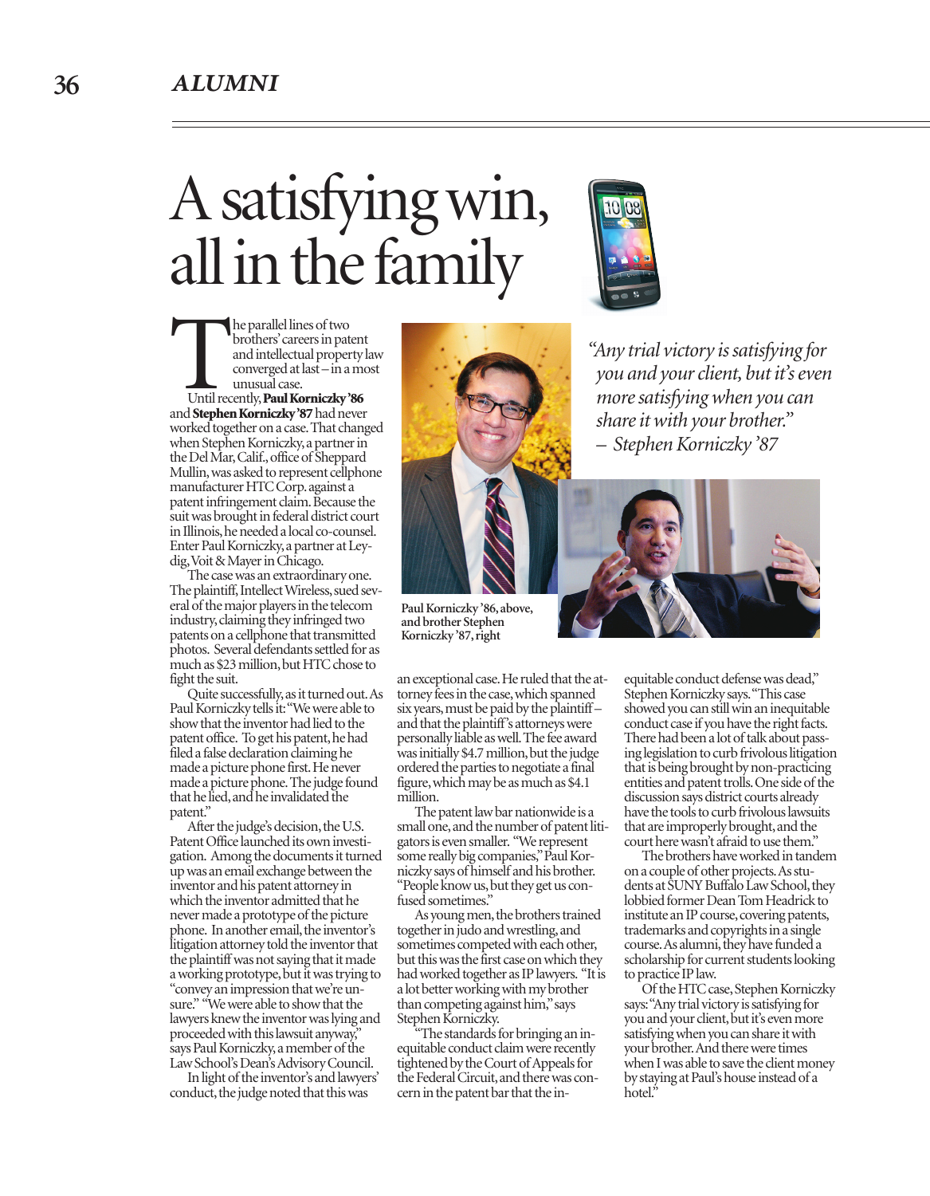# A satisfying win, all in the family

The parallel lines of two brothers' careers in patent and intellectual property law converged at last – in a most unusual case.

Until recently, **Paul Korniczky '86** and **Stephen Korniczky '87** had never worked together on a case. That changed when Stephen Korniczky, a partner in the Del Mar, Calif., office of Sheppard Mullin, was asked to represent cellphone manufacturer HTC Corp. against a patent infringement claim. Because the suit was brought in federal district court in Illinois, he needed a local co-counsel. Enter Paul Korniczky, a partner at Leydig, Voit & Mayer in Chicago.

The case was an extraordinary one. The plaintiff, Intellect Wireless, sued several of the major players in the telecom industry, claiming they infringed two patents on a cellphone that transmitted photos. Several defendants settled for as much as $23 million, but HTC chose to fight the suit.

Quite successfully, as it turned out. As Paul Korniczky tells it: "We were able to show that the inventor had lied to the patent office. To get his patent, he had filed a false declaration claiming he made a picture phone first. He never made a picture phone. The judge found that he lied, and he invalidated the patent."

After the judge's decision, the U.S. Patent Office launched its own investigation. Among the documents it turned up was an email exchange between the inventor and his patent attorney in which the inventor admitted that he never made a prototype of the picture phone. In another email, the inventor's litigation attorney told the inventor that the plaintiff was not saying that it made a working prototype, but it was trying to "convey an impression that we're unsure." "We were able to show that the lawyers knew the inventor was lying and proceeded with this lawsuit anyway," says Paul Korniczky, a member of the Law School's Dean's Advisory Council.

In light of the inventor's and lawyers' conduct, the judge noted that this was an exceptional case. He ruled that the attorney fees in the case, which spanned six years, must be paid by the plaintiff – and that the plaintiff's attorneys were personally liable as well. The fee award was initially $4.7 million, but the judge ordered the parties to negotiate a final figure, which may be as much as $4.1 million.

**Paul Korniczky '86, above, and brother Stephen Korniczky '87, right**

*"Any trial victory is satisfying for you and your client, but it's even more satisfying when you can share it with your brother."*
*– Stephen Korniczky '87*

The patent law bar nationwide is a small one, and the number of patent litigators is even smaller. "We represent some really big companies," Paul Korniczky says of himself and his brother. "People know us, but they get us confused sometimes."

As young men, the brothers trained together in judo and wrestling, and sometimes competed with each other, but this was the first case on which they had worked together as IP lawyers. "It is a lot better working with my brother than competing against him," says Stephen Korniczky.

"The standards for bringing an inequitable conduct claim were recently tightened by the Court of Appeals for the Federal Circuit, and there was concern in the patent bar that the inequitable conduct defense was dead," Stephen Korniczky says. "This case showed you can still win an inequitable conduct case if you have the right facts. There had been a lot of talk about passing legislation to curb frivolous litigation that is being brought by non-practicing entities and patent trolls. One side of the discussion says district courts already have the tools to curb frivolous lawsuits that are improperly brought, and the court here wasn't afraid to use them."

The brothers have worked in tandem on a couple of other projects. As students at SUNY Buffalo Law School, they lobbied former Dean Tom Headrick to institute an IP course, covering patents, trademarks and copyrights in a single course. As alumni, they have funded a scholarship for current students looking to practice IP law.

Of the HTC case, Stephen Korniczky says: "Any trial victory is satisfying for you and your client, but it's even more satisfying when you can share it with your brother. And there were times when I was able to save the client money by staying at Paul's house instead of a hotel."